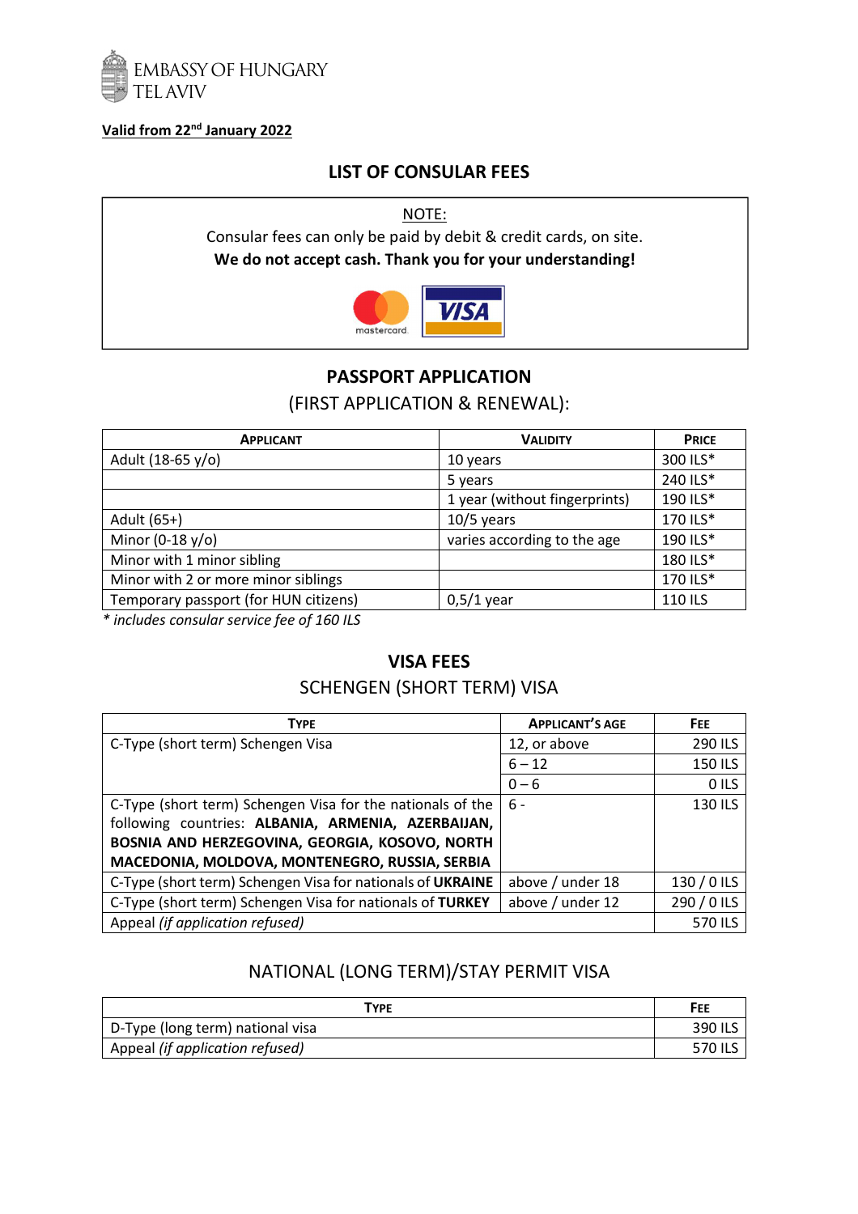EMBASSY OF HUNGARY
TEL AVIV

**Valid from 22nd January 2022**

## LIST OF CONSULAR FEES

NOTE:

Consular fees can only be paid by debit & credit cards, on site.

**We do not accept cash. Thank you for your understanding!**

## PASSPORT APPLICATION

(FIRST APPLICATION & RENEWAL):

| APPLICANT | VALIDITY | PRICE |
|---|---|---|
| Adult (18-65 y/o) | 10 years | 300 ILS* |
| | 5 years | 240 ILS* |
| | 1 year (without fingerprints) | 190 ILS* |
| Adult (65+) | 10/5 years | 170 ILS* |
| Minor (0-18 y/o) | varies according to the age | 190 ILS* |
| Minor with 1 minor sibling | | 180 ILS* |
| Minor with 2 or more minor siblings | | 170 ILS* |
| Temporary passport (for HUN citizens) | 0,5/1 year | 110 ILS |

*\* includes consular service fee of 160 ILS*

## VISA FEES

SCHENGEN (SHORT TERM) VISA

| TYPE | APPLICANT'S AGE | FEE |
|---|---|---|
| C-Type (short term) Schengen Visa | 12, or above | 290 ILS |
| | 6 – 12 | 150 ILS |
| | 0 – 6 | 0 ILS |
| C-Type (short term) Schengen Visa for the nationals of the following countries: **ALBANIA, ARMENIA, AZERBAIJAN, BOSNIA AND HERZEGOVINA, GEORGIA, KOSOVO, NORTH MACEDONIA, MOLDOVA, MONTENEGRO, RUSSIA, SERBIA** | 6 - | 130 ILS |
| C-Type (short term) Schengen Visa for nationals of **UKRAINE** | above / under 18 | 130 / 0 ILS |
| C-Type (short term) Schengen Visa for nationals of **TURKEY** | above / under 12 | 290 / 0 ILS |
| Appeal *(if application refused)* | | 570 ILS |

NATIONAL (LONG TERM)/STAY PERMIT VISA

| TYPE | FEE |
|---|---|
| D-Type (long term) national visa | 390 ILS |
| Appeal *(if application refused)* | 570 ILS |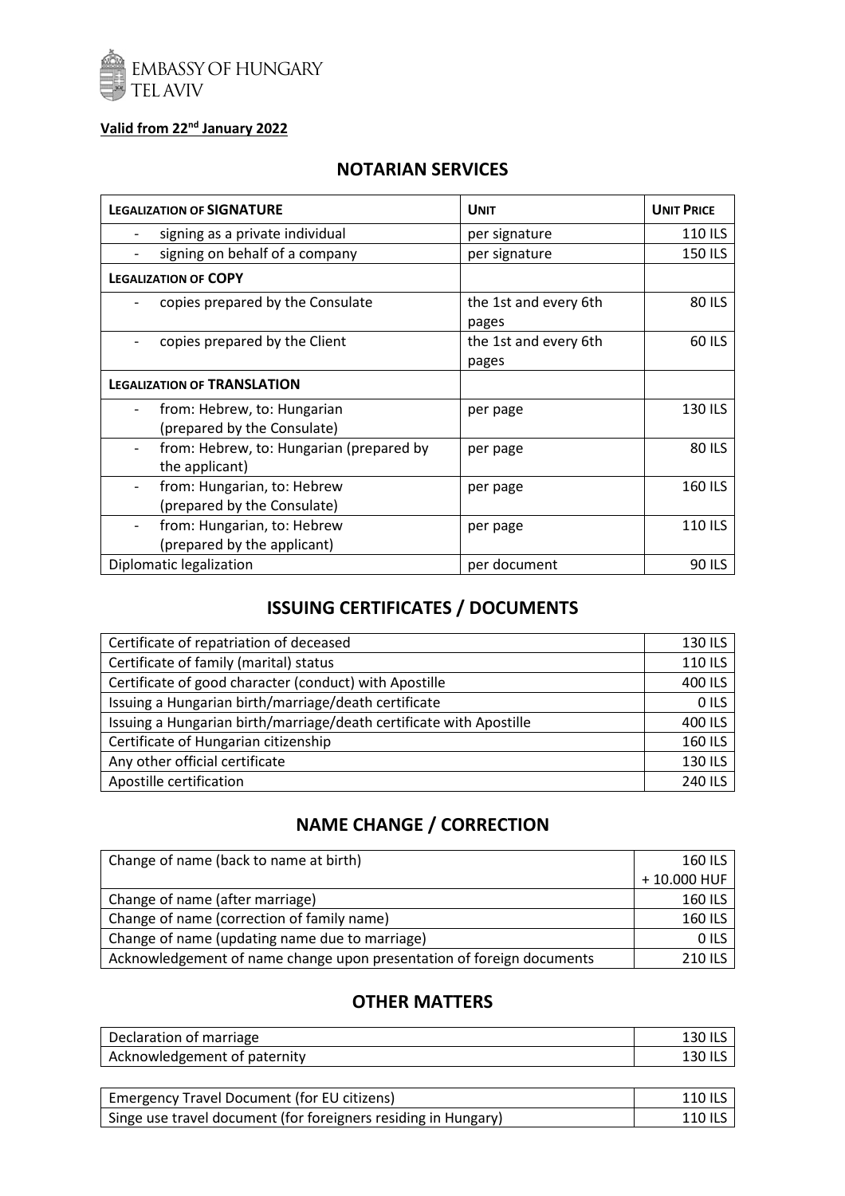EMBASSY OF HUNGARY
TEL AVIV

**Valid from 22nd January 2022**

## NOTARIAN SERVICES

| LEGALIZATION OF SIGNATURE | UNIT | UNIT PRICE |
|---|---|---|
| - signing as a private individual | per signature | 110 ILS |
| - signing on behalf of a company | per signature | 150 ILS |
| **LEGALIZATION OF COPY** | | |
| - copies prepared by the Consulate | the 1st and every 6th pages | 80 ILS |
| - copies prepared by the Client | the 1st and every 6th pages | 60 ILS |
| **LEGALIZATION OF TRANSLATION** | | |
| - from: Hebrew, to: Hungarian (prepared by the Consulate) | per page | 130 ILS |
| - from: Hebrew, to: Hungarian (prepared by the applicant) | per page | 80 ILS |
| - from: Hungarian, to: Hebrew (prepared by the Consulate) | per page | 160 ILS |
| - from: Hungarian, to: Hebrew (prepared by the applicant) | per page | 110 ILS |
| Diplomatic legalization | per document | 90 ILS |

## ISSUING CERTIFICATES / DOCUMENTS

| | |
|---|---|
| Certificate of repatriation of deceased | 130 ILS |
| Certificate of family (marital) status | 110 ILS |
| Certificate of good character (conduct) with Apostille | 400 ILS |
| Issuing a Hungarian birth/marriage/death certificate | 0 ILS |
| Issuing a Hungarian birth/marriage/death certificate with Apostille | 400 ILS |
| Certificate of Hungarian citizenship | 160 ILS |
| Any other official certificate | 130 ILS |
| Apostille certification | 240 ILS |

## NAME CHANGE / CORRECTION

| | |
|---|---|
| Change of name (back to name at birth) | 160 ILS + 10.000 HUF |
| Change of name (after marriage) | 160 ILS |
| Change of name (correction of family name) | 160 ILS |
| Change of name (updating name due to marriage) | 0 ILS |
| Acknowledgement of name change upon presentation of foreign documents | 210 ILS |

## OTHER MATTERS

| | |
|---|---|
| Declaration of marriage | 130 ILS |
| Acknowledgement of paternity | 130 ILS |

| | |
|---|---|
| Emergency Travel Document (for EU citizens) | 110 ILS |
| Singe use travel document (for foreigners residing in Hungary) | 110 ILS |